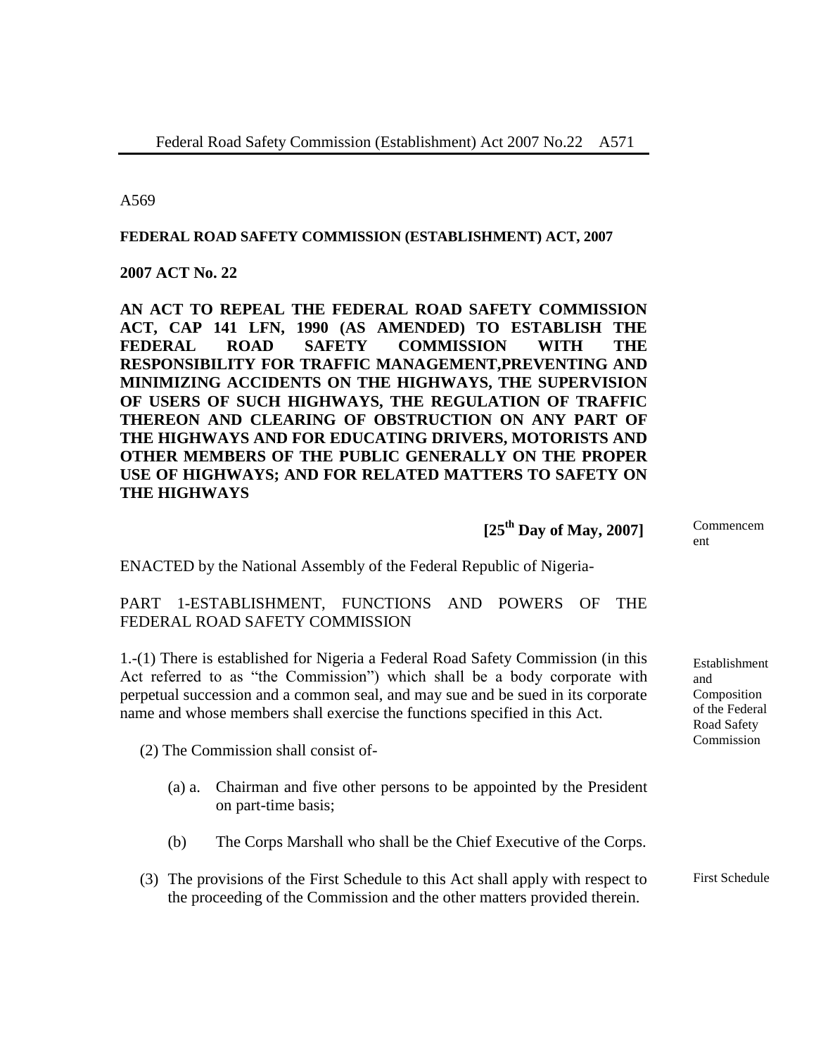A569

**FEDERAL ROAD SAFETY COMMISSION (ESTABLISHMENT) ACT, 2007**

**2007 ACT No. 22**

**AN ACT TO REPEAL THE FEDERAL ROAD SAFETY COMMISSION ACT, CAP 141 LFN, 1990 (AS AMENDED) TO ESTABLISH THE FEDERAL ROAD SAFETY COMMISSION WITH THE RESPONSIBILITY FOR TRAFFIC MANAGEMENT,PREVENTING AND MINIMIZING ACCIDENTS ON THE HIGHWAYS, THE SUPERVISION OF USERS OF SUCH HIGHWAYS, THE REGULATION OF TRAFFIC THEREON AND CLEARING OF OBSTRUCTION ON ANY PART OF THE HIGHWAYS AND FOR EDUCATING DRIVERS, MOTORISTS AND OTHER MEMBERS OF THE PUBLIC GENERALLY ON THE PROPER USE OF HIGHWAYS; AND FOR RELATED MATTERS TO SAFETY ON THE HIGHWAYS**

**[25th Day of May, 2007]** — Commencement

ENACTED by the National Assembly of the Federal Republic of Nigeria-

PART 1-ESTABLISHMENT, FUNCTIONS AND POWERS OF THE FEDERAL ROAD SAFETY COMMISSION

*Establishment and Composition of the Federal Road Safety Commission*

1.-(1) There is established for Nigeria a Federal Road Safety Commission (in this Act referred to as "the Commission") which shall be a body corporate with perpetual succession and a common seal, and may sue and be sued in its corporate name and whose members shall exercise the functions specified in this Act.

(2) The Commission shall consist of-

(a) a. Chairman and five other persons to be appointed by the President on part-time basis;

(b) The Corps Marshall who shall be the Chief Executive of the Corps.

*First Schedule*

(3) The provisions of the First Schedule to this Act shall apply with respect to the proceeding of the Commission and the other matters provided therein.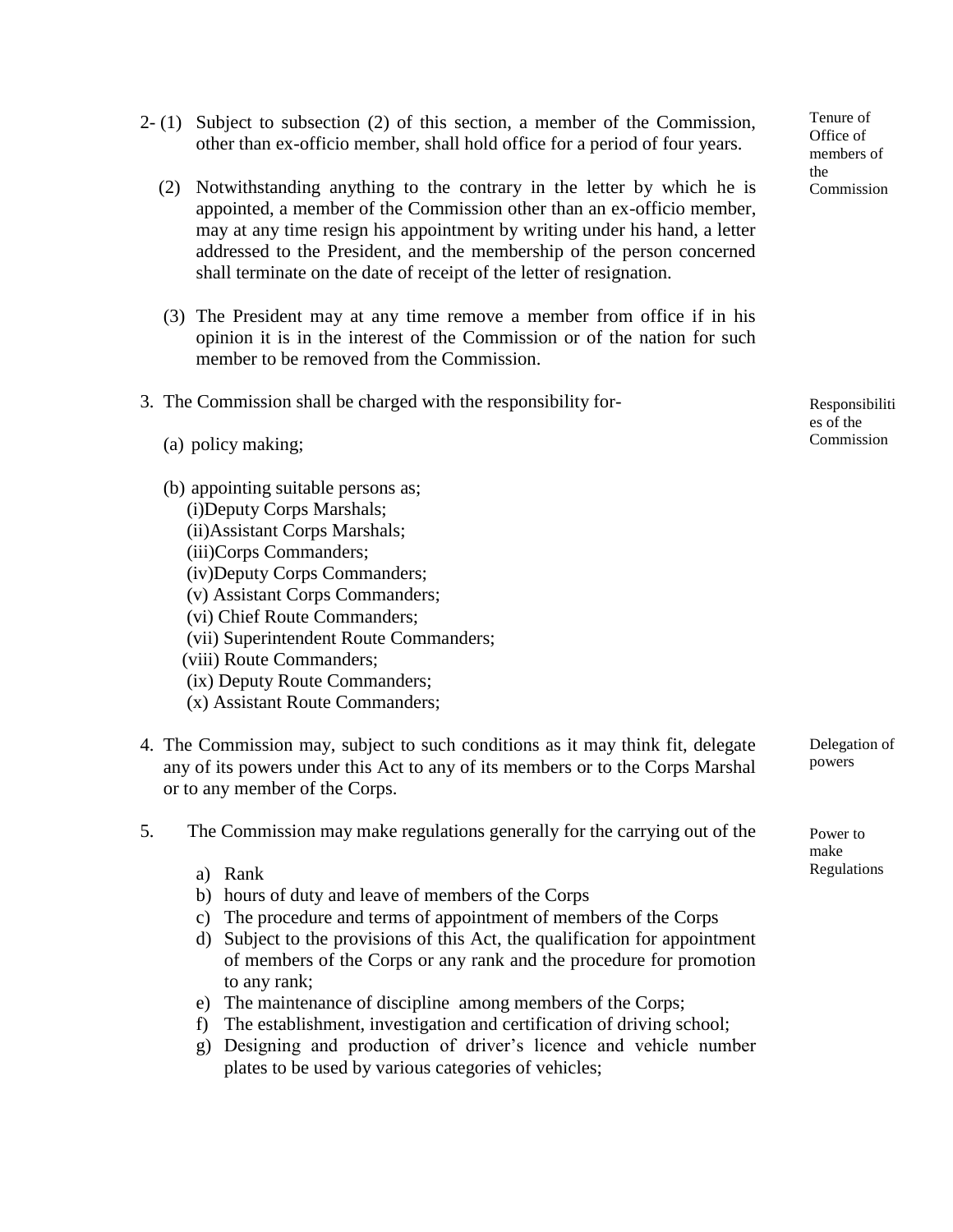2- (1) Subject to subsection (2) of this section, a member of the Commission, other than ex-officio member, shall hold office for a period of four years.

*Tenure of Office of members of the Commission*

(2) Notwithstanding anything to the contrary in the letter by which he is appointed, a member of the Commission other than an ex-officio member, may at any time resign his appointment by writing under his hand, a letter addressed to the President, and the membership of the person concerned shall terminate on the date of receipt of the letter of resignation.

(3) The President may at any time remove a member from office if in his opinion it is in the interest of the Commission or of the nation for such member to be removed from the Commission.

3. The Commission shall be charged with the responsibility for-

*Responsibilities of the Commission*

(a) policy making;

(b) appointing suitable persons as;
(i)Deputy Corps Marshals;
(ii)Assistant Corps Marshals;
(iii)Corps Commanders;
(iv)Deputy Corps Commanders;
(v) Assistant Corps Commanders;
(vi) Chief Route Commanders;
(vii) Superintendent Route Commanders;
(viii) Route Commanders;
(ix) Deputy Route Commanders;
(x) Assistant Route Commanders;

4. The Commission may, subject to such conditions as it may think fit, delegate any of its powers under this Act to any of its members or to the Corps Marshal or to any member of the Corps.

*Delegation of powers*

5. The Commission may make regulations generally for the carrying out of the

*Power to make Regulations*

a) Rank
b) hours of duty and leave of members of the Corps
c) The procedure and terms of appointment of members of the Corps
d) Subject to the provisions of this Act, the qualification for appointment of members of the Corps or any rank and the procedure for promotion to any rank;
e) The maintenance of discipline among members of the Corps;
f) The establishment, investigation and certification of driving school;
g) Designing and production of driver's licence and vehicle number plates to be used by various categories of vehicles;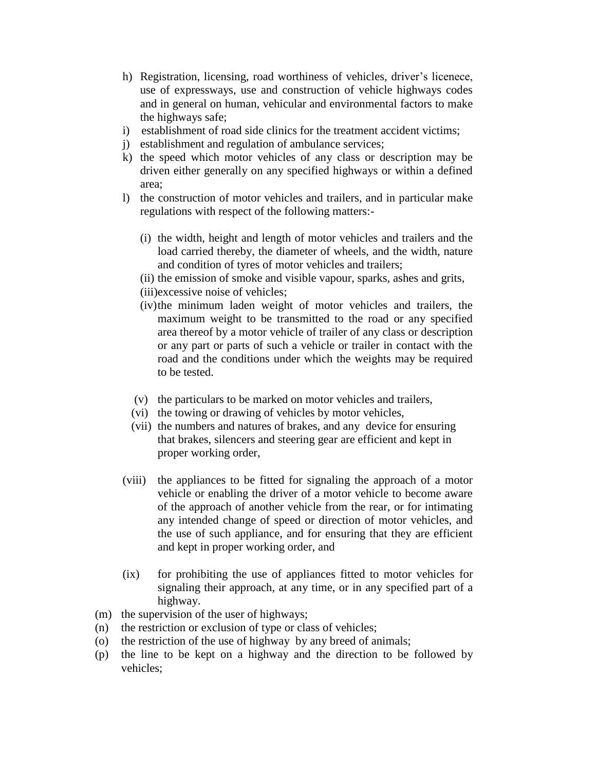h) Registration, licensing, road worthiness of vehicles, driver's licenece, use of expressways, use and construction of vehicle highways codes and in general on human, vehicular and environmental factors to make the highways safe;

i) establishment of road side clinics for the treatment accident victims;

j) establishment and regulation of ambulance services;

k) the speed which motor vehicles of any class or description may be driven either generally on any specified highways or within a defined area;

l) the construction of motor vehicles and trailers, and in particular make regulations with respect of the following matters:-

  (i) the width, height and length of motor vehicles and trailers and the load carried thereby, the diameter of wheels, and the width, nature and condition of tyres of motor vehicles and trailers;

  (ii) the emission of smoke and visible vapour, sparks, ashes and grits,

  (iii) excessive noise of vehicles;

  (iv) the minimum laden weight of motor vehicles and trailers, the maximum weight to be transmitted to the road or any specified area thereof by a motor vehicle of trailer of any class or description or any part or parts of such a vehicle or trailer in contact with the road and the conditions under which the weights may be required to be tested.

  (v) the particulars to be marked on motor vehicles and trailers,

  (vi) the towing or drawing of vehicles by motor vehicles,

  (vii) the numbers and natures of brakes, and any device for ensuring that brakes, silencers and steering gear are efficient and kept in proper working order,

  (viii) the appliances to be fitted for signaling the approach of a motor vehicle or enabling the driver of a motor vehicle to become aware of the approach of another vehicle from the rear, or for intimating any intended change of speed or direction of motor vehicles, and the use of such appliance, and for ensuring that they are efficient and kept in proper working order, and

  (ix) for prohibiting the use of appliances fitted to motor vehicles for signaling their approach, at any time, or in any specified part of a highway.

(m) the supervision of the user of highways;

(n) the restriction or exclusion of type or class of vehicles;

(o) the restriction of the use of highway by any breed of animals;

(p) the line to be kept on a highway and the direction to be followed by vehicles;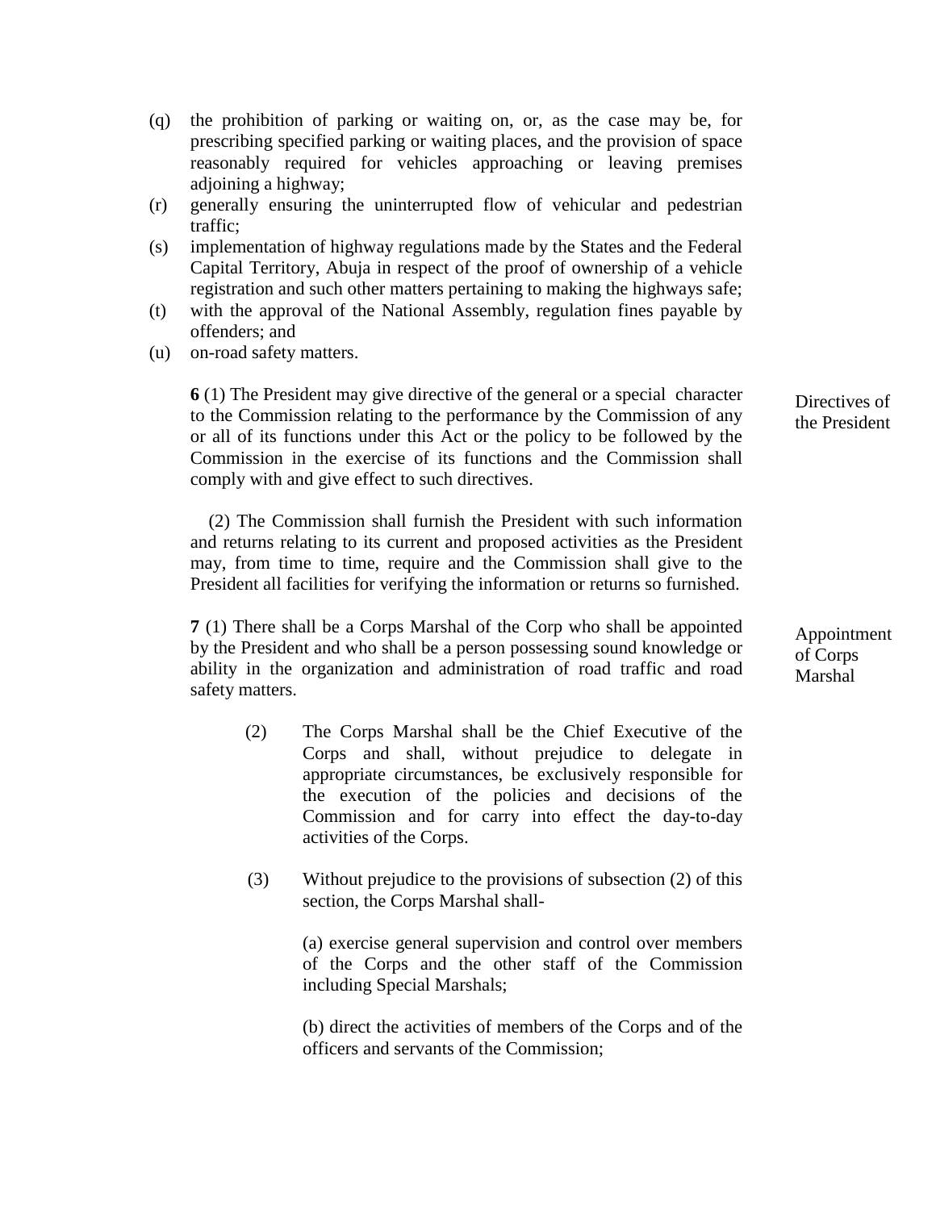(q) the prohibition of parking or waiting on, or, as the case may be, for prescribing specified parking or waiting places, and the provision of space reasonably required for vehicles approaching or leaving premises adjoining a highway;

(r) generally ensuring the uninterrupted flow of vehicular and pedestrian traffic;

(s) implementation of highway regulations made by the States and the Federal Capital Territory, Abuja in respect of the proof of ownership of a vehicle registration and such other matters pertaining to making the highways safe;

(t) with the approval of the National Assembly, regulation fines payable by offenders; and

(u) on-road safety matters.

**Directives of the President**

**6** (1) The President may give directive of the general or a special character to the Commission relating to the performance by the Commission of any or all of its functions under this Act or the policy to be followed by the Commission in the exercise of its functions and the Commission shall comply with and give effect to such directives.

(2) The Commission shall furnish the President with such information and returns relating to its current and proposed activities as the President may, from time to time, require and the Commission shall give to the President all facilities for verifying the information or returns so furnished.

**Appointment of Corps Marshal**

**7** (1) There shall be a Corps Marshal of the Corp who shall be appointed by the President and who shall be a person possessing sound knowledge or ability in the organization and administration of road traffic and road safety matters.

(2) The Corps Marshal shall be the Chief Executive of the Corps and shall, without prejudice to delegate in appropriate circumstances, be exclusively responsible for the execution of the policies and decisions of the Commission and for carry into effect the day-to-day activities of the Corps.

(3) Without prejudice to the provisions of subsection (2) of this section, the Corps Marshal shall-

(a) exercise general supervision and control over members of the Corps and the other staff of the Commission including Special Marshals;

(b) direct the activities of members of the Corps and of the officers and servants of the Commission;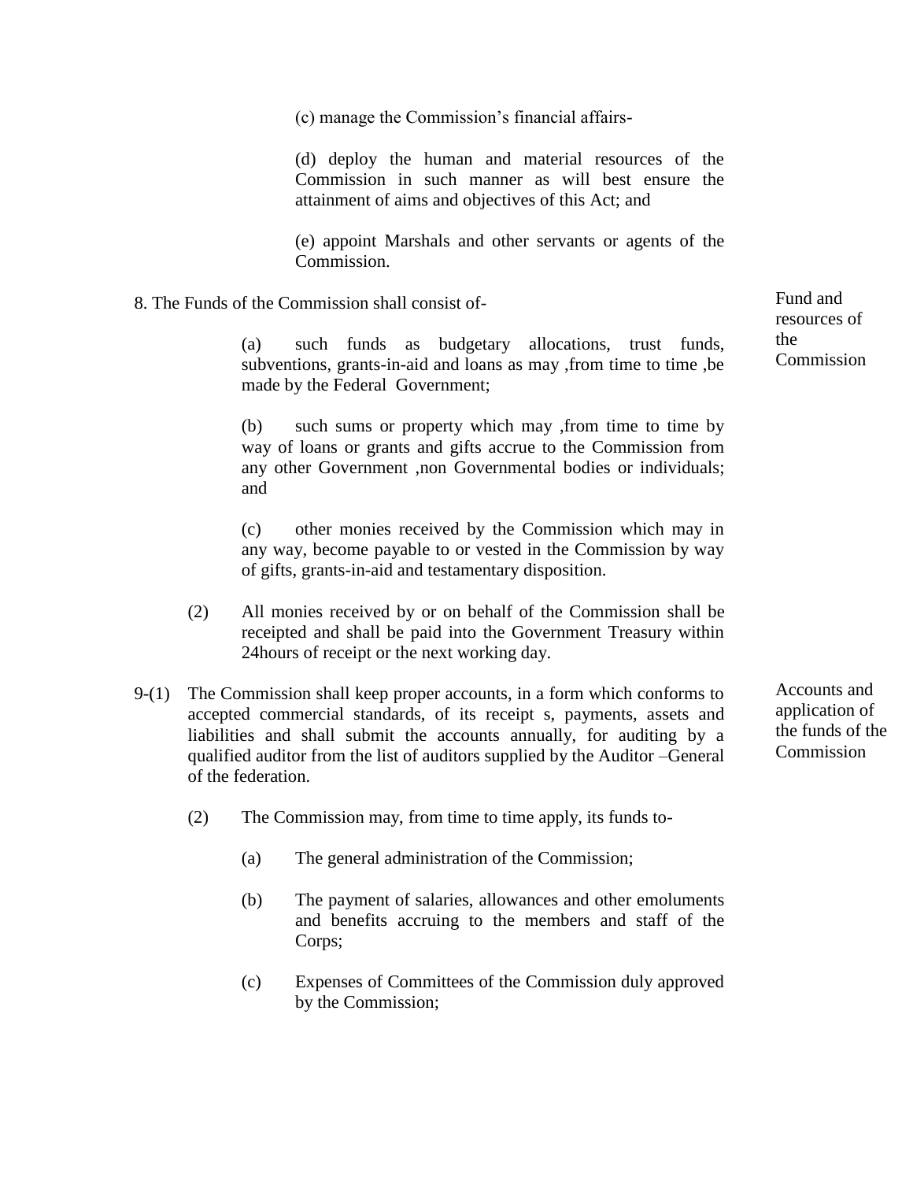(c) manage the Commission's financial affairs-

(d) deploy the human and material resources of the Commission in such manner as will best ensure the attainment of aims and objectives of this Act; and

(e) appoint Marshals and other servants or agents of the Commission.

*Fund and resources of the Commission*

8. The Funds of the Commission shall consist of-

(a) such funds as budgetary allocations, trust funds, subventions, grants-in-aid and loans as may ,from time to time ,be made by the Federal Government;

(b) such sums or property which may ,from time to time by way of loans or grants and gifts accrue to the Commission from any other Government ,non Governmental bodies or individuals; and

(c) other monies received by the Commission which may in any way, become payable to or vested in the Commission by way of gifts, grants-in-aid and testamentary disposition.

(2) All monies received by or on behalf of the Commission shall be receipted and shall be paid into the Government Treasury within 24hours of receipt or the next working day.

*Accounts and application of the funds of the Commission*

9-(1) The Commission shall keep proper accounts, in a form which conforms to accepted commercial standards, of its receipt s, payments, assets and liabilities and shall submit the accounts annually, for auditing by a qualified auditor from the list of auditors supplied by the Auditor –General of the federation.

(2) The Commission may, from time to time apply, its funds to-

(a) The general administration of the Commission;

(b) The payment of salaries, allowances and other emoluments and benefits accruing to the members and staff of the Corps;

(c) Expenses of Committees of the Commission duly approved by the Commission;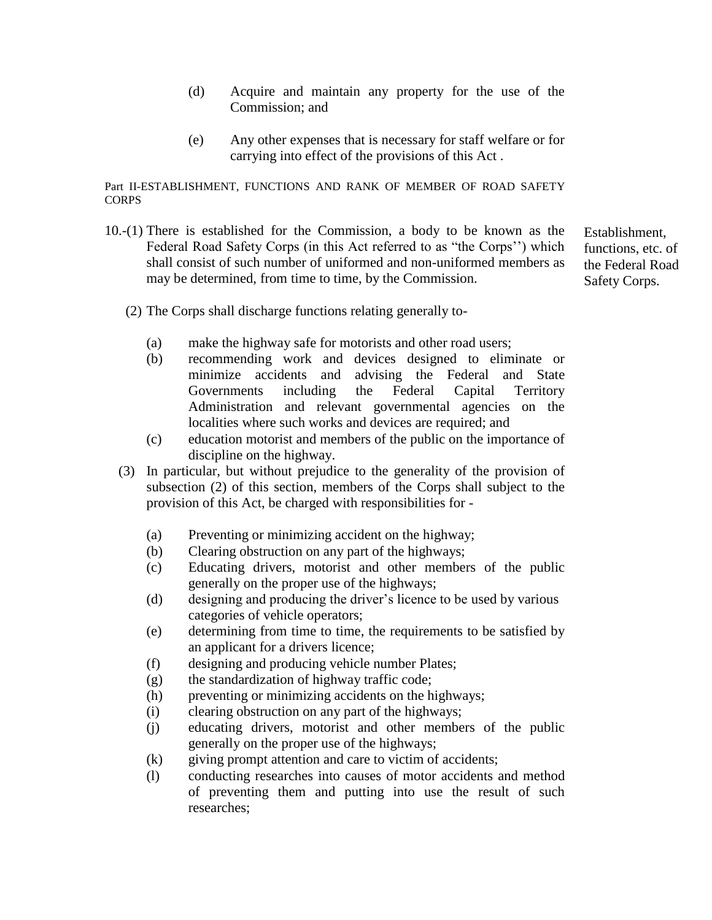(d) Acquire and maintain any property for the use of the Commission; and

(e) Any other expenses that is necessary for staff welfare or for carrying into effect of the provisions of this Act .

Part II-ESTABLISHMENT, FUNCTIONS AND RANK OF MEMBER OF ROAD SAFETY CORPS

*Establishment, functions, etc. of the Federal Road Safety Corps.*

10.-(1) There is established for the Commission, a body to be known as the Federal Road Safety Corps (in this Act referred to as "the Corps'') which shall consist of such number of uniformed and non-uniformed members as may be determined, from time to time, by the Commission.

(2) The Corps shall discharge functions relating generally to-

(a) make the highway safe for motorists and other road users;
(b) recommending work and devices designed to eliminate or minimize accidents and advising the Federal and State Governments including the Federal Capital Territory Administration and relevant governmental agencies on the localities where such works and devices are required; and
(c) education motorist and members of the public on the importance of discipline on the highway.

(3) In particular, but without prejudice to the generality of the provision of subsection (2) of this section, members of the Corps shall subject to the provision of this Act, be charged with responsibilities for -

(a) Preventing or minimizing accident on the highway;
(b) Clearing obstruction on any part of the highways;
(c) Educating drivers, motorist and other members of the public generally on the proper use of the highways;
(d) designing and producing the driver's licence to be used by various categories of vehicle operators;
(e) determining from time to time, the requirements to be satisfied by an applicant for a drivers licence;
(f) designing and producing vehicle number Plates;
(g) the standardization of highway traffic code;
(h) preventing or minimizing accidents on the highways;
(i) clearing obstruction on any part of the highways;
(j) educating drivers, motorist and other members of the public generally on the proper use of the highways;
(k) giving prompt attention and care to victim of accidents;
(l) conducting researches into causes of motor accidents and method of preventing them and putting into use the result of such researches;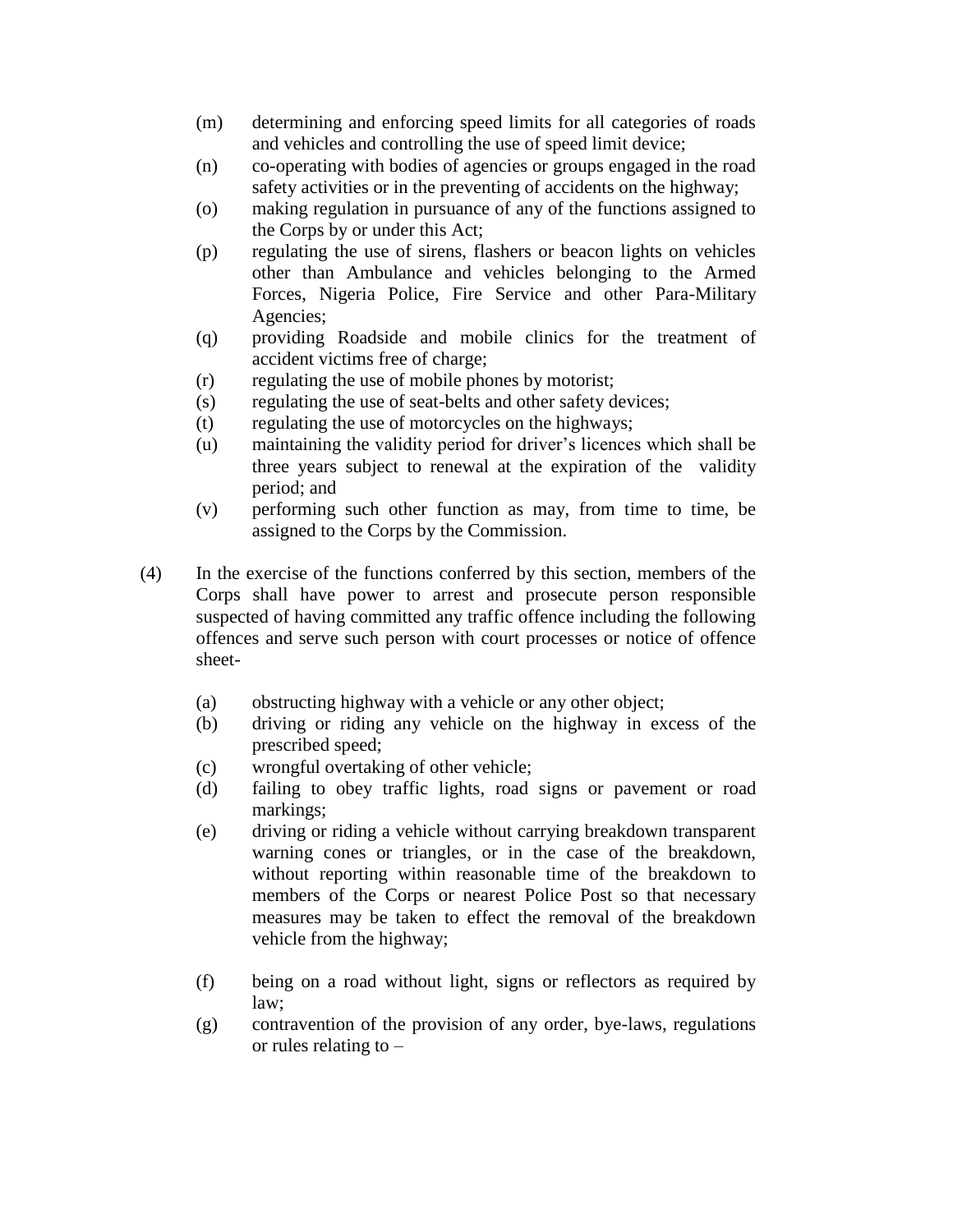(m) determining and enforcing speed limits for all categories of roads and vehicles and controlling the use of speed limit device;

(n) co-operating with bodies of agencies or groups engaged in the road safety activities or in the preventing of accidents on the highway;

(o) making regulation in pursuance of any of the functions assigned to the Corps by or under this Act;

(p) regulating the use of sirens, flashers or beacon lights on vehicles other than Ambulance and vehicles belonging to the Armed Forces, Nigeria Police, Fire Service and other Para-Military Agencies;

(q) providing Roadside and mobile clinics for the treatment of accident victims free of charge;

(r) regulating the use of mobile phones by motorist;

(s) regulating the use of seat-belts and other safety devices;

(t) regulating the use of motorcycles on the highways;

(u) maintaining the validity period for driver's licences which shall be three years subject to renewal at the expiration of the validity period; and

(v) performing such other function as may, from time to time, be assigned to the Corps by the Commission.

(4) In the exercise of the functions conferred by this section, members of the Corps shall have power to arrest and prosecute person responsible suspected of having committed any traffic offence including the following offences and serve such person with court processes or notice of offence sheet-

(a) obstructing highway with a vehicle or any other object;

(b) driving or riding any vehicle on the highway in excess of the prescribed speed;

(c) wrongful overtaking of other vehicle;

(d) failing to obey traffic lights, road signs or pavement or road markings;

(e) driving or riding a vehicle without carrying breakdown transparent warning cones or triangles, or in the case of the breakdown, without reporting within reasonable time of the breakdown to members of the Corps or nearest Police Post so that necessary measures may be taken to effect the removal of the breakdown vehicle from the highway;

(f) being on a road without light, signs or reflectors as required by law;

(g) contravention of the provision of any order, bye-laws, regulations or rules relating to –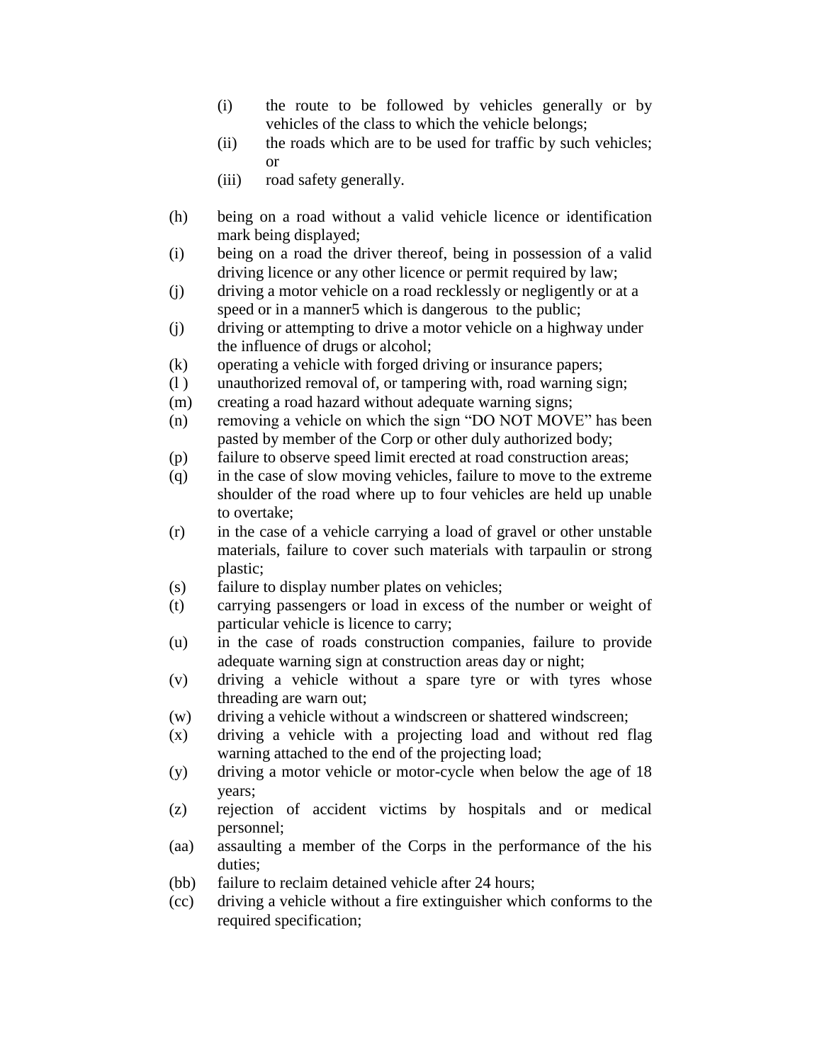(i) the route to be followed by vehicles generally or by vehicles of the class to which the vehicle belongs;

(ii) the roads which are to be used for traffic by such vehicles; or

(iii) road safety generally.

(h) being on a road without a valid vehicle licence or identification mark being displayed;

(i) being on a road the driver thereof, being in possession of a valid driving licence or any other licence or permit required by law;

(j) driving a motor vehicle on a road recklessly or negligently or at a speed or in a manner5 which is dangerous to the public;

(j) driving or attempting to drive a motor vehicle on a highway under the influence of drugs or alcohol;

(k) operating a vehicle with forged driving or insurance papers;

(l ) unauthorized removal of, or tampering with, road warning sign;

(m) creating a road hazard without adequate warning signs;

(n) removing a vehicle on which the sign "DO NOT MOVE" has been pasted by member of the Corp or other duly authorized body;

(p) failure to observe speed limit erected at road construction areas;

(q) in the case of slow moving vehicles, failure to move to the extreme shoulder of the road where up to four vehicles are held up unable to overtake;

(r) in the case of a vehicle carrying a load of gravel or other unstable materials, failure to cover such materials with tarpaulin or strong plastic;

(s) failure to display number plates on vehicles;

(t) carrying passengers or load in excess of the number or weight of particular vehicle is licence to carry;

(u) in the case of roads construction companies, failure to provide adequate warning sign at construction areas day or night;

(v) driving a vehicle without a spare tyre or with tyres whose threading are warn out;

(w) driving a vehicle without a windscreen or shattered windscreen;

(x) driving a vehicle with a projecting load and without red flag warning attached to the end of the projecting load;

(y) driving a motor vehicle or motor-cycle when below the age of 18 years;

(z) rejection of accident victims by hospitals and or medical personnel;

(aa) assaulting a member of the Corps in the performance of the his duties;

(bb) failure to reclaim detained vehicle after 24 hours;

(cc) driving a vehicle without a fire extinguisher which conforms to the required specification;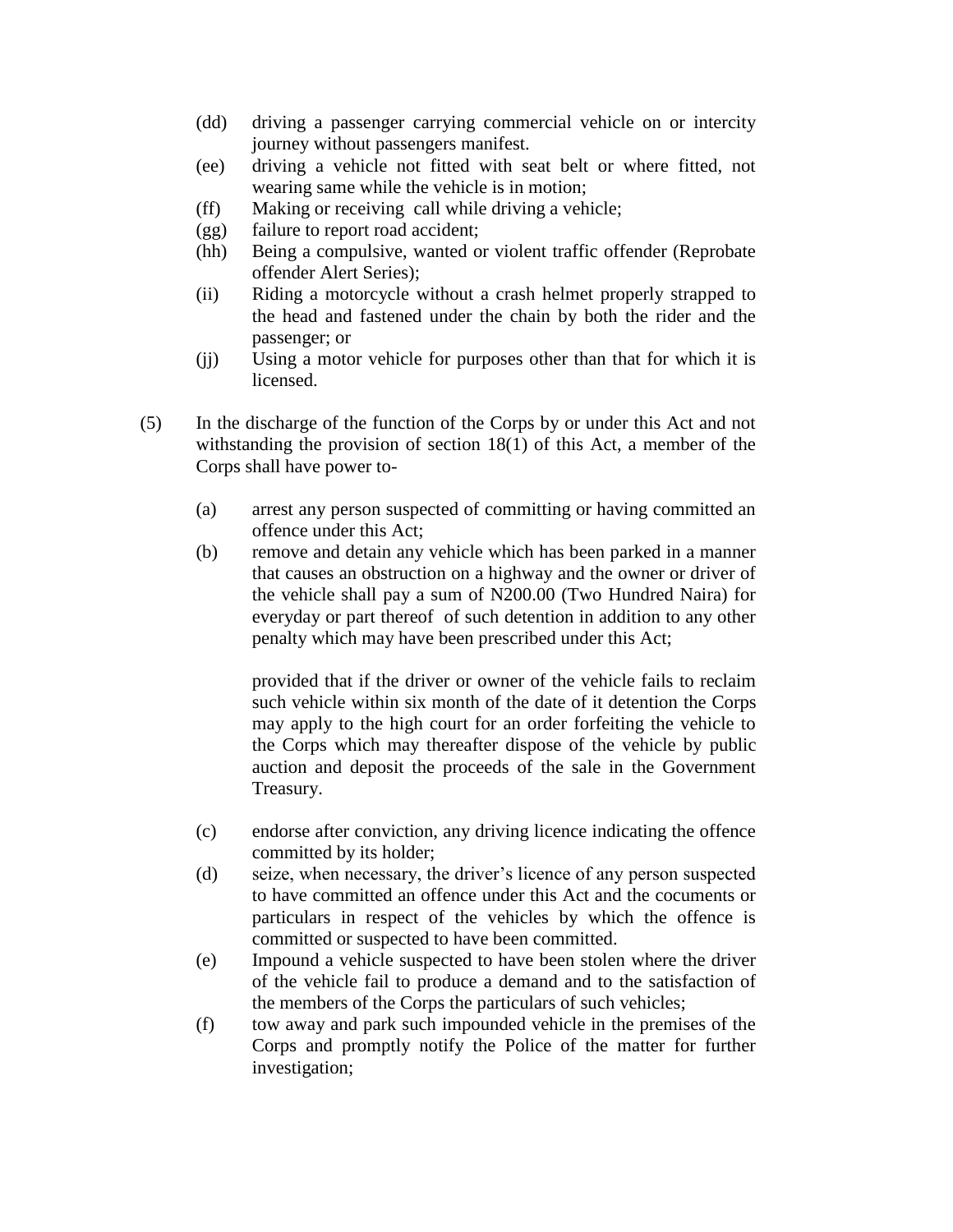(dd) driving a passenger carrying commercial vehicle on or intercity journey without passengers manifest.

(ee) driving a vehicle not fitted with seat belt or where fitted, not wearing same while the vehicle is in motion;

(ff) Making or receiving call while driving a vehicle;

(gg) failure to report road accident;

(hh) Being a compulsive, wanted or violent traffic offender (Reprobate offender Alert Series);

(ii) Riding a motorcycle without a crash helmet properly strapped to the head and fastened under the chain by both the rider and the passenger; or

(jj) Using a motor vehicle for purposes other than that for which it is licensed.

(5) In the discharge of the function of the Corps by or under this Act and not withstanding the provision of section 18(1) of this Act, a member of the Corps shall have power to-

(a) arrest any person suspected of committing or having committed an offence under this Act;

(b) remove and detain any vehicle which has been parked in a manner that causes an obstruction on a highway and the owner or driver of the vehicle shall pay a sum of N200.00 (Two Hundred Naira) for everyday or part thereof of such detention in addition to any other penalty which may have been prescribed under this Act;

provided that if the driver or owner of the vehicle fails to reclaim such vehicle within six month of the date of it detention the Corps may apply to the high court for an order forfeiting the vehicle to the Corps which may thereafter dispose of the vehicle by public auction and deposit the proceeds of the sale in the Government Treasury.

(c) endorse after conviction, any driving licence indicating the offence committed by its holder;

(d) seize, when necessary, the driver's licence of any person suspected to have committed an offence under this Act and the cocuments or particulars in respect of the vehicles by which the offence is committed or suspected to have been committed.

(e) Impound a vehicle suspected to have been stolen where the driver of the vehicle fail to produce a demand and to the satisfaction of the members of the Corps the particulars of such vehicles;

(f) tow away and park such impounded vehicle in the premises of the Corps and promptly notify the Police of the matter for further investigation;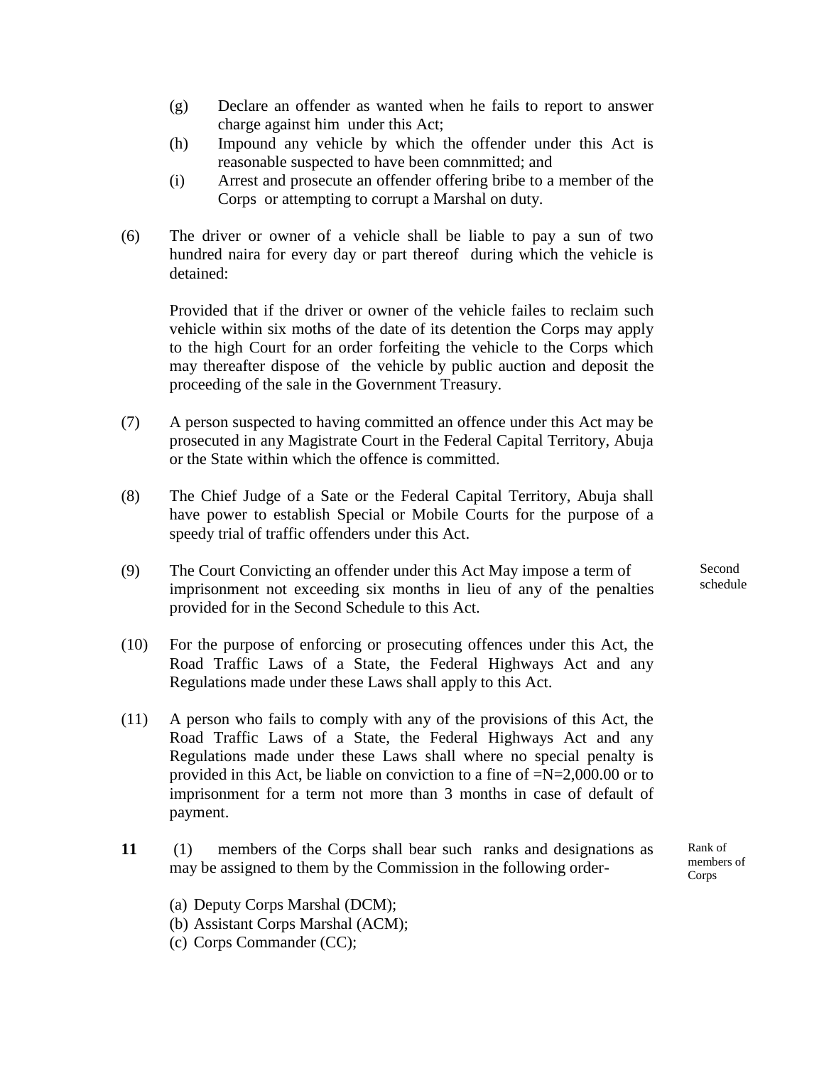(g) Declare an offender as wanted when he fails to report to answer charge against him under this Act;

(h) Impound any vehicle by which the offender under this Act is reasonable suspected to have been commnmitted; and

(i) Arrest and prosecute an offender offering bribe to a member of the Corps or attempting to corrupt a Marshal on duty.

(6) The driver or owner of a vehicle shall be liable to pay a sun of two hundred naira for every day or part thereof during which the vehicle is detained:

Provided that if the driver or owner of the vehicle failes to reclaim such vehicle within six moths of the date of its detention the Corps may apply to the high Court for an order forfeiting the vehicle to the Corps which may thereafter dispose of the vehicle by public auction and deposit the proceeding of the sale in the Government Treasury.

(7) A person suspected to having committed an offence under this Act may be prosecuted in any Magistrate Court in the Federal Capital Territory, Abuja or the State within which the offence is committed.

(8) The Chief Judge of a Sate or the Federal Capital Territory, Abuja shall have power to establish Special or Mobile Courts for the purpose of a speedy trial of traffic offenders under this Act.

(9) The Court Convicting an offender under this Act May impose a term of imprisonment not exceeding six months in lieu of any of the penalties provided for in the Second Schedule to this Act.

Second schedule

(10) For the purpose of enforcing or prosecuting offences under this Act, the Road Traffic Laws of a State, the Federal Highways Act and any Regulations made under these Laws shall apply to this Act.

(11) A person who fails to comply with any of the provisions of this Act, the Road Traffic Laws of a State, the Federal Highways Act and any Regulations made under these Laws shall where no special penalty is provided in this Act, be liable on conviction to a fine of =N=2,000.00 or to imprisonment for a term not more than 3 months in case of default of payment.

**11** (1) members of the Corps shall bear such ranks and designations as may be assigned to them by the Commission in the following order-

Rank of members of Corps

(a) Deputy Corps Marshal (DCM);
(b) Assistant Corps Marshal (ACM);
(c) Corps Commander (CC);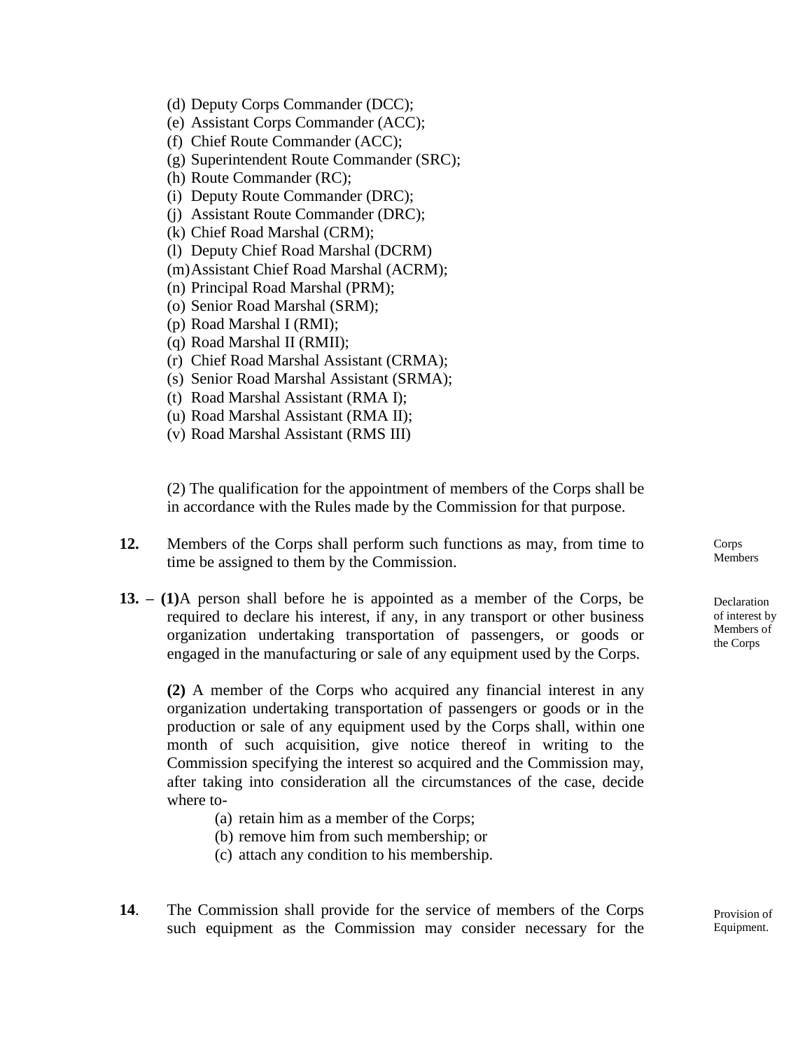(d) Deputy Corps Commander (DCC);
(e) Assistant Corps Commander (ACC);
(f) Chief Route Commander (ACC);
(g) Superintendent Route Commander (SRC);
(h) Route Commander (RC);
(i) Deputy Route Commander (DRC);
(j) Assistant Route Commander (DRC);
(k) Chief Road Marshal (CRM);
(l) Deputy Chief Road Marshal (DCRM)
(m) Assistant Chief Road Marshal (ACRM);
(n) Principal Road Marshal (PRM);
(o) Senior Road Marshal (SRM);
(p) Road Marshal I (RMI);
(q) Road Marshal II (RMII);
(r) Chief Road Marshal Assistant (CRMA);
(s) Senior Road Marshal Assistant (SRMA);
(t) Road Marshal Assistant (RMA I);
(u) Road Marshal Assistant (RMA II);
(v) Road Marshal Assistant (RMS III)

(2) The qualification for the appointment of members of the Corps shall be in accordance with the Rules made by the Commission for that purpose.

*Corps Members*

**12.** Members of the Corps shall perform such functions as may, from time to time be assigned to them by the Commission.

*Declaration of interest by Members of the Corps*

**13. – (1)** A person shall before he is appointed as a member of the Corps, be required to declare his interest, if any, in any transport or other business organization undertaking transportation of passengers, or goods or engaged in the manufacturing or sale of any equipment used by the Corps.

**(2)** A member of the Corps who acquired any financial interest in any organization undertaking transportation of passengers or goods or in the production or sale of any equipment used by the Corps shall, within one month of such acquisition, give notice thereof in writing to the Commission specifying the interest so acquired and the Commission may, after taking into consideration all the circumstances of the case, decide where to-

(a) retain him as a member of the Corps;
(b) remove him from such membership; or
(c) attach any condition to his membership.

*Provision of Equipment.*

**14**. The Commission shall provide for the service of members of the Corps such equipment as the Commission may consider necessary for the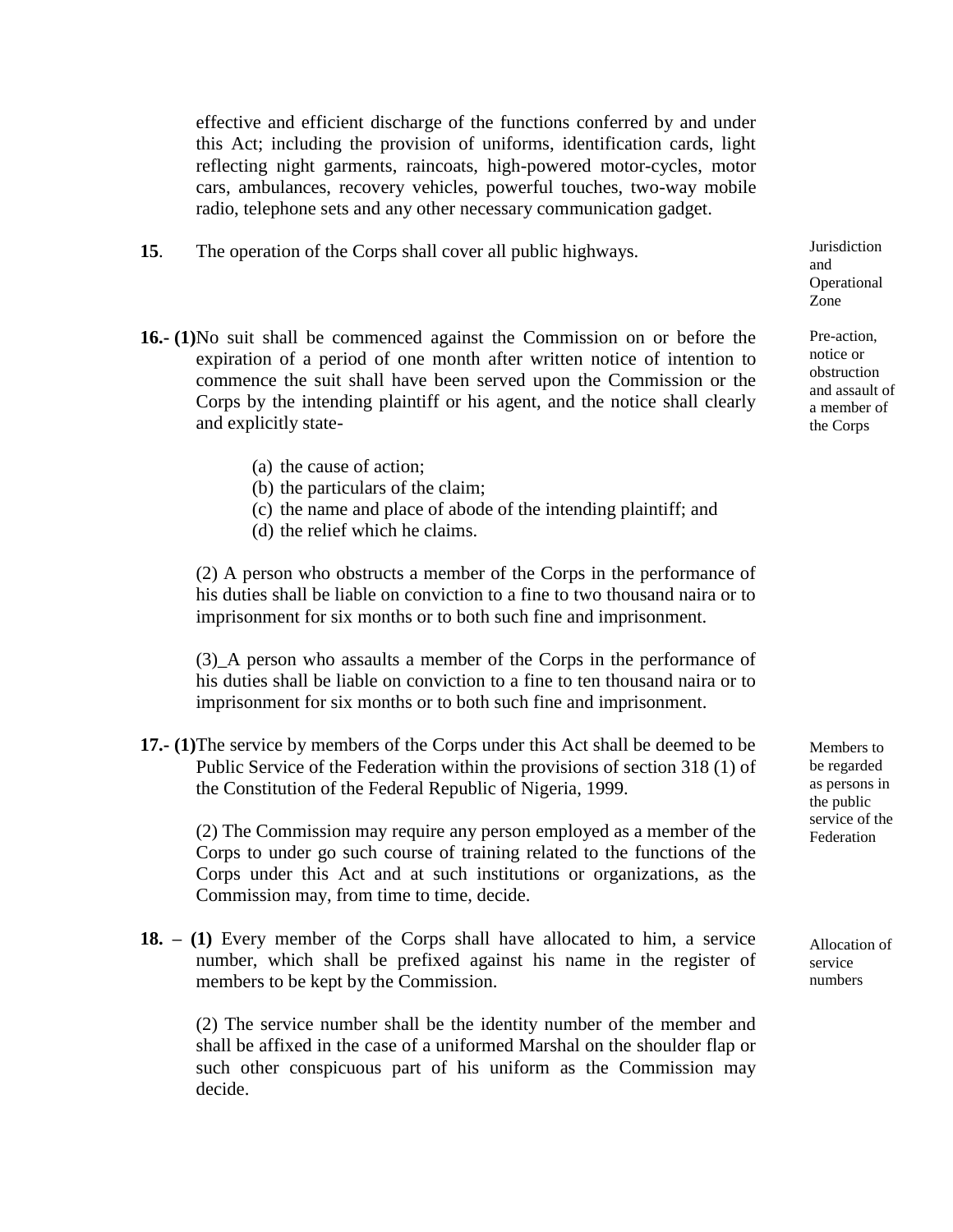effective and efficient discharge of the functions conferred by and under this Act; including the provision of uniforms, identification cards, light reflecting night garments, raincoats, high-powered motor-cycles, motor cars, ambulances, recovery vehicles, powerful touches, two-way mobile radio, telephone sets and any other necessary communication gadget.

*Jurisdiction and Operational Zone*

**15**. The operation of the Corps shall cover all public highways.

*Pre-action, notice or obstruction and assault of a member of the Corps*

**16.- (1)** No suit shall be commenced against the Commission on or before the expiration of a period of one month after written notice of intention to commence the suit shall have been served upon the Commission or the Corps by the intending plaintiff or his agent, and the notice shall clearly and explicitly state-

(a) the cause of action;
(b) the particulars of the claim;
(c) the name and place of abode of the intending plaintiff; and
(d) the relief which he claims.

(2) A person who obstructs a member of the Corps in the performance of his duties shall be liable on conviction to a fine to two thousand naira or to imprisonment for six months or to both such fine and imprisonment.

(3)_A person who assaults a member of the Corps in the performance of his duties shall be liable on conviction to a fine to ten thousand naira or to imprisonment for six months or to both such fine and imprisonment.

*Members to be regarded as persons in the public service of the Federation*

**17.- (1)** The service by members of the Corps under this Act shall be deemed to be Public Service of the Federation within the provisions of section 318 (1) of the Constitution of the Federal Republic of Nigeria, 1999.

(2) The Commission may require any person employed as a member of the Corps to under go such course of training related to the functions of the Corps under this Act and at such institutions or organizations, as the Commission may, from time to time, decide.

*Allocation of service numbers*

**18. – (1)** Every member of the Corps shall have allocated to him, a service number, which shall be prefixed against his name in the register of members to be kept by the Commission.

(2) The service number shall be the identity number of the member and shall be affixed in the case of a uniformed Marshal on the shoulder flap or such other conspicuous part of his uniform as the Commission may decide.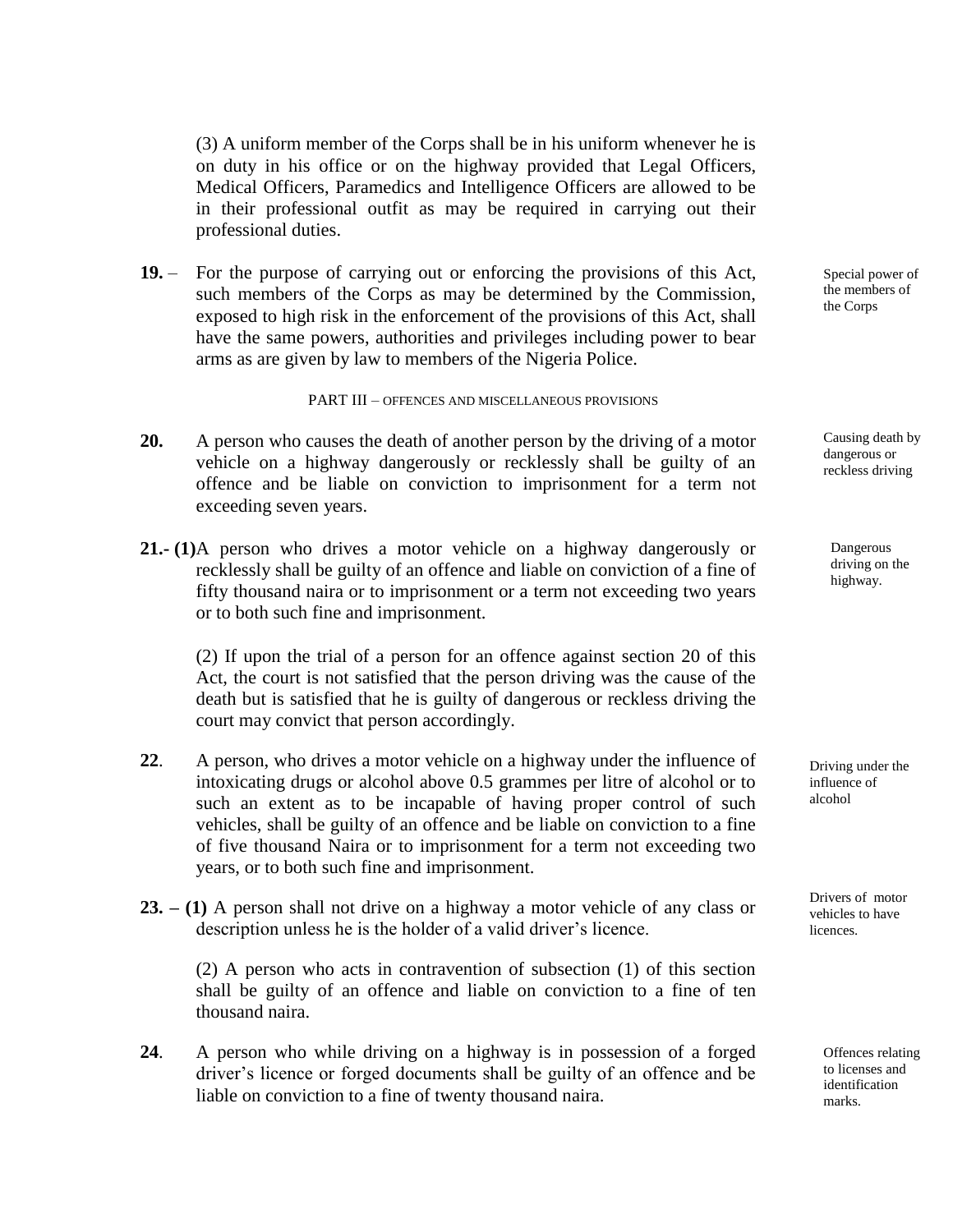(3) A uniform member of the Corps shall be in his uniform whenever he is on duty in his office or on the highway provided that Legal Officers, Medical Officers, Paramedics and Intelligence Officers are allowed to be in their professional outfit as may be required in carrying out their professional duties.

**19.** – For the purpose of carrying out or enforcing the provisions of this Act, such members of the Corps as may be determined by the Commission, exposed to high risk in the enforcement of the provisions of this Act, shall have the same powers, authorities and privileges including power to bear arms as are given by law to members of the Nigeria Police.

*Special power of the members of the Corps*

PART III – OFFENCES AND MISCELLANEOUS PROVISIONS

**20.** A person who causes the death of another person by the driving of a motor vehicle on a highway dangerously or recklessly shall be guilty of an offence and be liable on conviction to imprisonment for a term not exceeding seven years.

*Causing death by dangerous or reckless driving*

**21.- (1)** A person who drives a motor vehicle on a highway dangerously or recklessly shall be guilty of an offence and liable on conviction of a fine of fifty thousand naira or to imprisonment or a term not exceeding two years or to both such fine and imprisonment.

*Dangerous driving on the highway.*

(2) If upon the trial of a person for an offence against section 20 of this Act, the court is not satisfied that the person driving was the cause of the death but is satisfied that he is guilty of dangerous or reckless driving the court may convict that person accordingly.

**22**. A person, who drives a motor vehicle on a highway under the influence of intoxicating drugs or alcohol above 0.5 grammes per litre of alcohol or to such an extent as to be incapable of having proper control of such vehicles, shall be guilty of an offence and be liable on conviction to a fine of five thousand Naira or to imprisonment for a term not exceeding two years, or to both such fine and imprisonment.

*Driving under the influence of alcohol*

**23. – (1)** A person shall not drive on a highway a motor vehicle of any class or description unless he is the holder of a valid driver's licence.

*Drivers of motor vehicles to have licences.*

(2) A person who acts in contravention of subsection (1) of this section shall be guilty of an offence and liable on conviction to a fine of ten thousand naira.

**24**. A person who while driving on a highway is in possession of a forged driver's licence or forged documents shall be guilty of an offence and be liable on conviction to a fine of twenty thousand naira.

*Offences relating to licenses and identification marks.*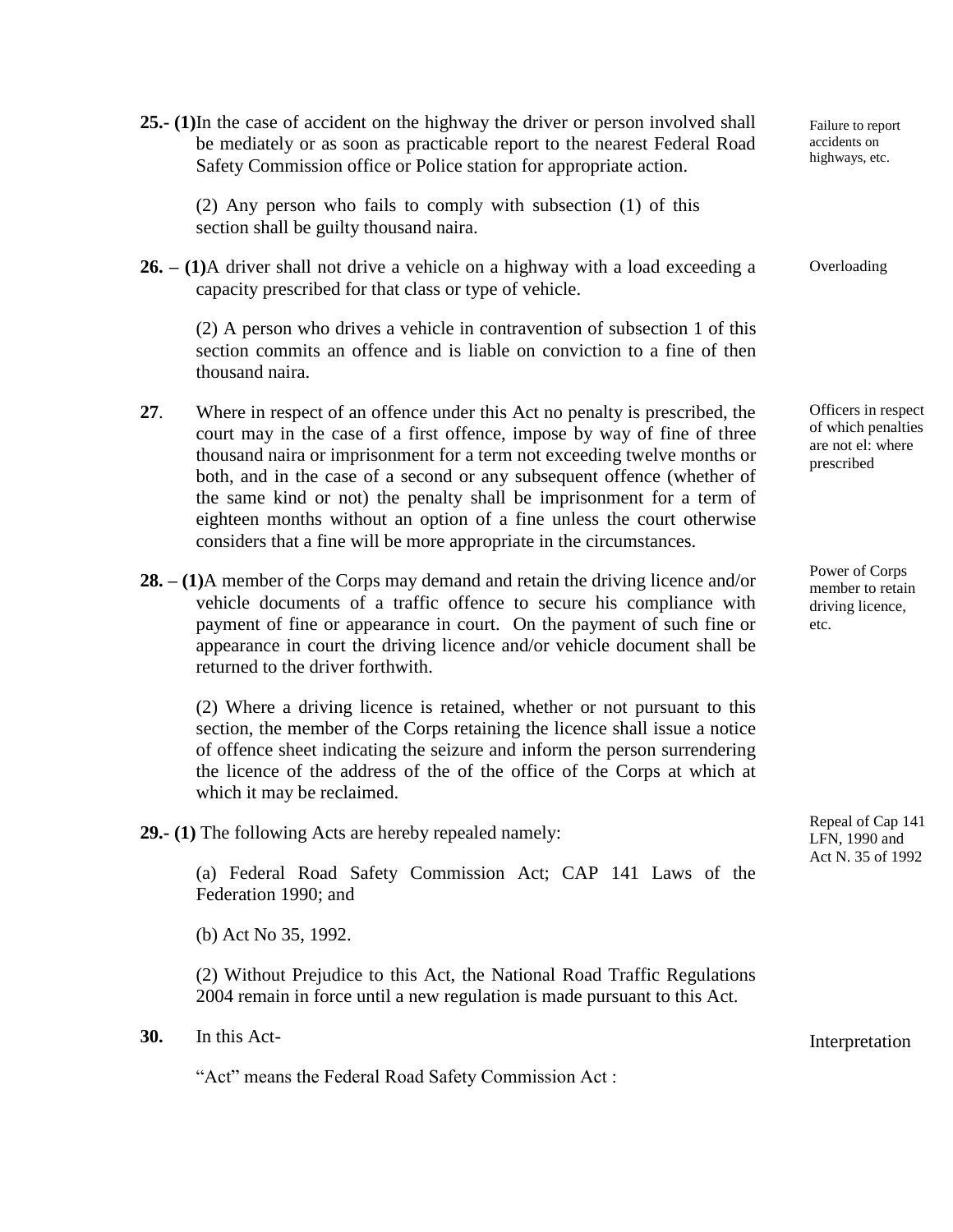**25.- (1)** In the case of accident on the highway the driver or person involved shall be mediately or as soon as practicable report to the nearest Federal Road Safety Commission office or Police station for appropriate action.

*Failure to report accidents on highways, etc.*

(2) Any person who fails to comply with subsection (1) of this section shall be guilty thousand naira.

**26. – (1)** A driver shall not drive a vehicle on a highway with a load exceeding a capacity prescribed for that class or type of vehicle.

*Overloading*

(2) A person who drives a vehicle in contravention of subsection 1 of this section commits an offence and is liable on conviction to a fine of then thousand naira.

**27**. Where in respect of an offence under this Act no penalty is prescribed, the court may in the case of a first offence, impose by way of fine of three thousand naira or imprisonment for a term not exceeding twelve months or both, and in the case of a second or any subsequent offence (whether of the same kind or not) the penalty shall be imprisonment for a term of eighteen months without an option of a fine unless the court otherwise considers that a fine will be more appropriate in the circumstances.

*Officers in respect of which penalties are not el: where prescribed*

**28. – (1)** A member of the Corps may demand and retain the driving licence and/or vehicle documents of a traffic offence to secure his compliance with payment of fine or appearance in court. On the payment of such fine or appearance in court the driving licence and/or vehicle document shall be returned to the driver forthwith.

*Power of Corps member to retain driving licence, etc.*

(2) Where a driving licence is retained, whether or not pursuant to this section, the member of the Corps retaining the licence shall issue a notice of offence sheet indicating the seizure and inform the person surrendering the licence of the address of the of the office of the Corps at which at which it may be reclaimed.

**29.- (1)** The following Acts are hereby repealed namely:

*Repeal of Cap 141 LFN, 1990 and Act N. 35 of 1992*

(a) Federal Road Safety Commission Act; CAP 141 Laws of the Federation 1990; and

(b) Act No 35, 1992.

(2) Without Prejudice to this Act, the National Road Traffic Regulations 2004 remain in force until a new regulation is made pursuant to this Act.

**30.** In this Act-

*Interpretation*

"Act" means the Federal Road Safety Commission Act :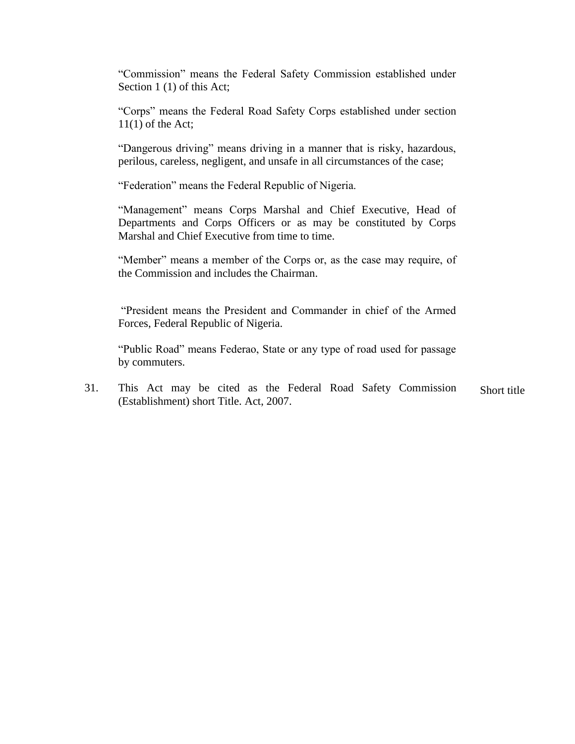"Commission" means the Federal Safety Commission established under Section 1 (1) of this Act;

"Corps" means the Federal Road Safety Corps established under section 11(1) of the Act;

"Dangerous driving" means driving in a manner that is risky, hazardous, perilous, careless, negligent, and unsafe in all circumstances of the case;

"Federation" means the Federal Republic of Nigeria.

"Management" means Corps Marshal and Chief Executive, Head of Departments and Corps Officers or as may be constituted by Corps Marshal and Chief Executive from time to time.

"Member" means a member of the Corps or, as the case may require, of the Commission and includes the Chairman.

"President means the President and Commander in chief of the Armed Forces, Federal Republic of Nigeria.

"Public Road" means Federao, State or any type of road used for passage by commuters.

31. This Act may be cited as the Federal Road Safety Commission (Establishment) short Title. Act, 2007. — Short title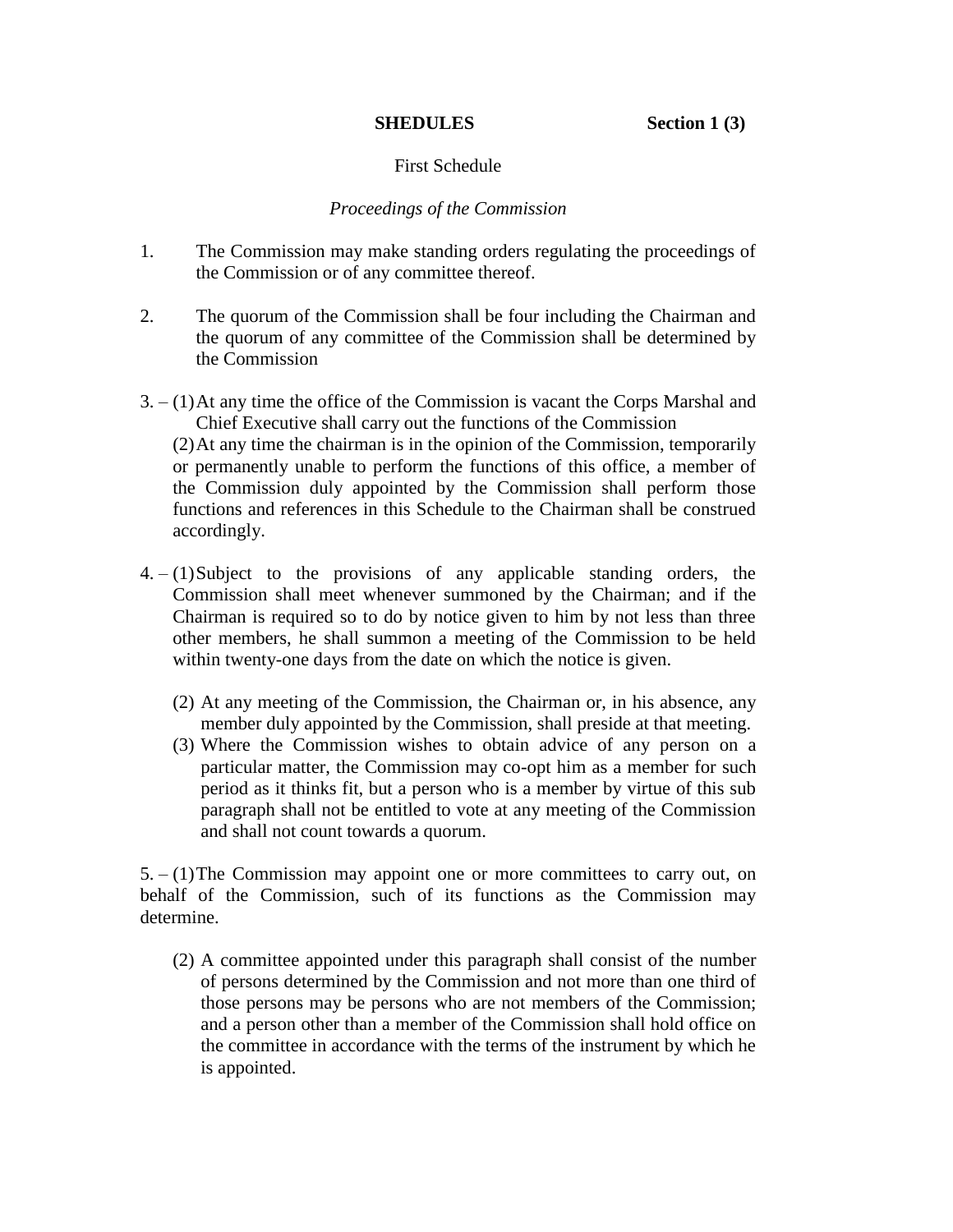**SHEDULES** **Section 1 (3)**

First Schedule

*Proceedings of the Commission*

1. The Commission may make standing orders regulating the proceedings of the Commission or of any committee thereof.

2. The quorum of the Commission shall be four including the Chairman and the quorum of any committee of the Commission shall be determined by the Commission

3. – (1) At any time the office of the Commission is vacant the Corps Marshal and Chief Executive shall carry out the functions of the Commission

   (2) At any time the chairman is in the opinion of the Commission, temporarily or permanently unable to perform the functions of this office, a member of the Commission duly appointed by the Commission shall perform those functions and references in this Schedule to the Chairman shall be construed accordingly.

4. – (1) Subject to the provisions of any applicable standing orders, the Commission shall meet whenever summoned by the Chairman; and if the Chairman is required so to do by notice given to him by not less than three other members, he shall summon a meeting of the Commission to be held within twenty-one days from the date on which the notice is given.

   (2) At any meeting of the Commission, the Chairman or, in his absence, any member duly appointed by the Commission, shall preside at that meeting.

   (3) Where the Commission wishes to obtain advice of any person on a particular matter, the Commission may co-opt him as a member for such period as it thinks fit, but a person who is a member by virtue of this sub paragraph shall not be entitled to vote at any meeting of the Commission and shall not count towards a quorum.

5. – (1) The Commission may appoint one or more committees to carry out, on behalf of the Commission, such of its functions as the Commission may determine.

   (2) A committee appointed under this paragraph shall consist of the number of persons determined by the Commission and not more than one third of those persons may be persons who are not members of the Commission; and a person other than a member of the Commission shall hold office on the committee in accordance with the terms of the instrument by which he is appointed.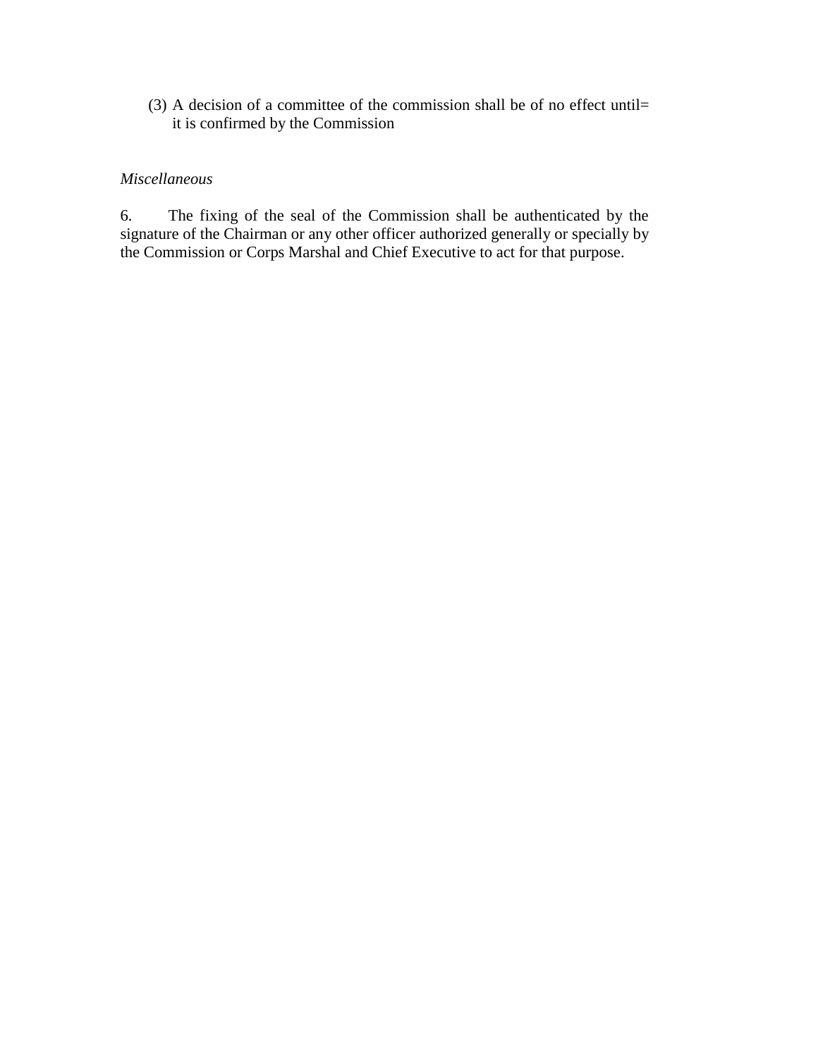(3) A decision of a committee of the commission shall be of no effect until= it is confirmed by the Commission

*Miscellaneous*

6. The fixing of the seal of the Commission shall be authenticated by the signature of the Chairman or any other officer authorized generally or specially by the Commission or Corps Marshal and Chief Executive to act for that purpose.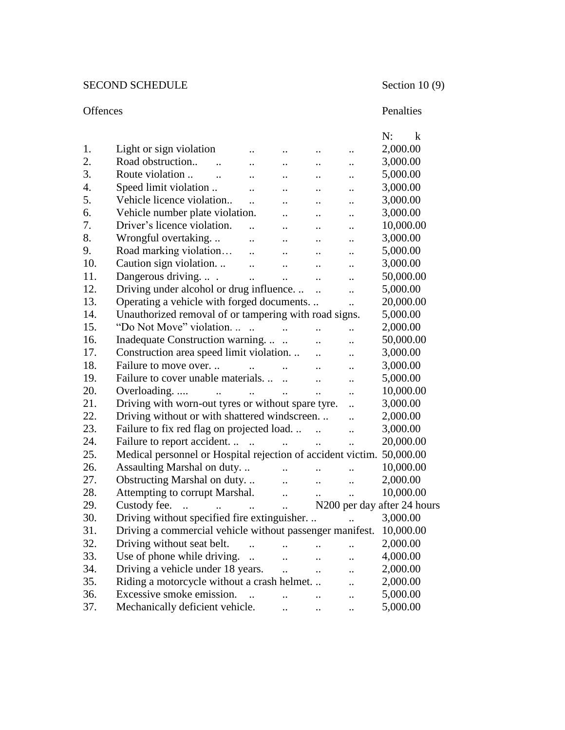SECOND SCHEDULE Section 10 (9)

| | Offences | Penalties N: k |
|---|---|---|
| 1. | Light or sign violation .. .. .. .. | 2,000.00 |
| 2. | Road obstruction.. .. .. .. .. .. | 3,000.00 |
| 3. | Route violation .. .. .. .. .. .. | 5,000.00 |
| 4. | Speed limit violation .. .. .. .. .. | 3,000.00 |
| 5. | Vehicle licence violation.. .. .. .. .. | 3,000.00 |
| 6. | Vehicle number plate violation. .. .. .. | 3,000.00 |
| 7. | Driver's licence violation. .. .. .. .. | 10,000.00 |
| 8. | Wrongful overtaking. .. .. .. .. .. | 3,000.00 |
| 9. | Road marking violation… .. .. .. .. | 5,000.00 |
| 10. | Caution sign violation. .. .. .. .. .. | 3,000.00 |
| 11. | Dangerous driving. .. . .. .. .. .. | 50,000.00 |
| 12. | Driving under alcohol or drug influence. .. .. .. | 5,000.00 |
| 13. | Operating a vehicle with forged documents. .. .. | 20,000.00 |
| 14. | Unauthorized removal of or tampering with road signs. | 5,000.00 |
| 15. | "Do Not Move" violation. .. .. .. .. .. | 2,000.00 |
| 16. | Inadequate Construction warning. .. .. .. .. | 50,000.00 |
| 17. | Construction area speed limit violation. .. .. .. | 3,000.00 |
| 18. | Failure to move over. .. .. .. .. .. | 3,000.00 |
| 19. | Failure to cover unable materials. .. .. .. .. | 5,000.00 |
| 20. | Overloading. .... .. .. .. .. .. | 10,000.00 |
| 21. | Driving with worn-out tyres or without spare tyre. .. | 3,000.00 |
| 22. | Driving without or with shattered windscreen. .. .. | 2,000.00 |
| 23. | Failure to fix red flag on projected load. .. .. .. | 3,000.00 |
| 24. | Failure to report accident. .. .. .. .. .. | 20,000.00 |
| 25. | Medical personnel or Hospital rejection of accident victim. | 50,000.00 |
| 26. | Assaulting Marshal on duty. .. .. .. .. | 10,000.00 |
| 27. | Obstructing Marshal on duty. .. .. .. .. | 2,000.00 |
| 28. | Attempting to corrupt Marshal. .. .. .. | 10,000.00 |
| 29. | Custody fee. .. .. .. .. | N200 per day after 24 hours |
| 30. | Driving without specified fire extinguisher. .. .. | 3,000.00 |
| 31. | Driving a commercial vehicle without passenger manifest. | 10,000.00 |
| 32. | Driving without seat belt. .. .. .. .. | 2,000.00 |
| 33. | Use of phone while driving. .. .. .. .. | 4,000.00 |
| 34. | Driving a vehicle under 18 years. .. .. .. | 2,000.00 |
| 35. | Riding a motorcycle without a crash helmet. .. .. | 2,000.00 |
| 36. | Excessive smoke emission. .. .. .. .. | 5,000.00 |
| 37. | Mechanically deficient vehicle. .. .. .. | 5,000.00 |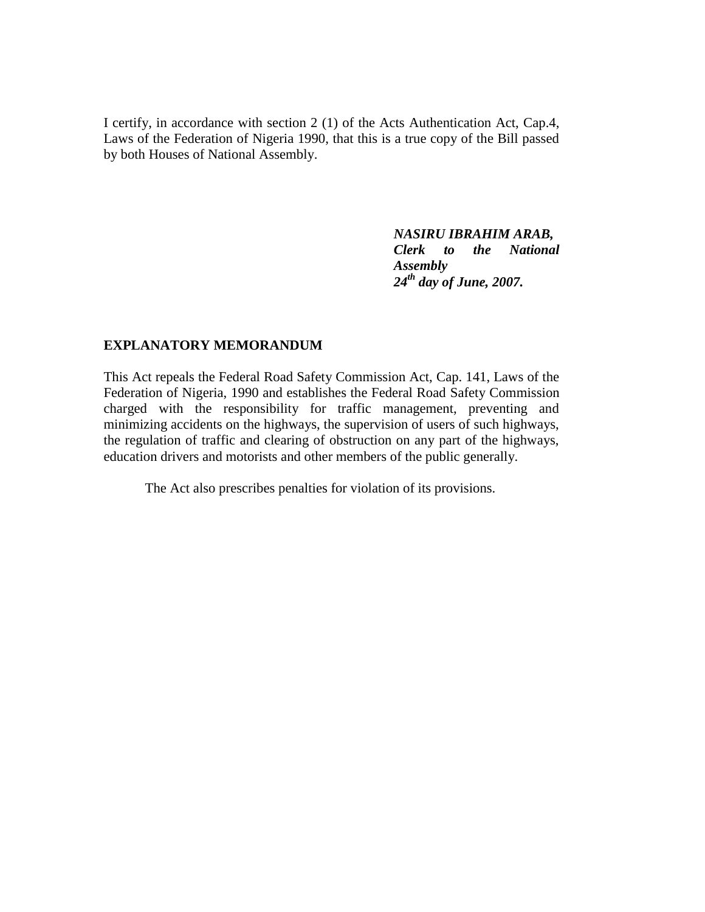I certify, in accordance with section 2 (1) of the Acts Authentication Act, Cap.4, Laws of the Federation of Nigeria 1990, that this is a true copy of the Bill passed by both Houses of National Assembly.

***NASIRU IBRAHIM ARAB,***
***Clerk to the National Assembly***
***24th day of June, 2007.***

## EXPLANATORY MEMORANDUM

This Act repeals the Federal Road Safety Commission Act, Cap. 141, Laws of the Federation of Nigeria, 1990 and establishes the Federal Road Safety Commission charged with the responsibility for traffic management, preventing and minimizing accidents on the highways, the supervision of users of such highways, the regulation of traffic and clearing of obstruction on any part of the highways, education drivers and motorists and other members of the public generally.

The Act also prescribes penalties for violation of its provisions.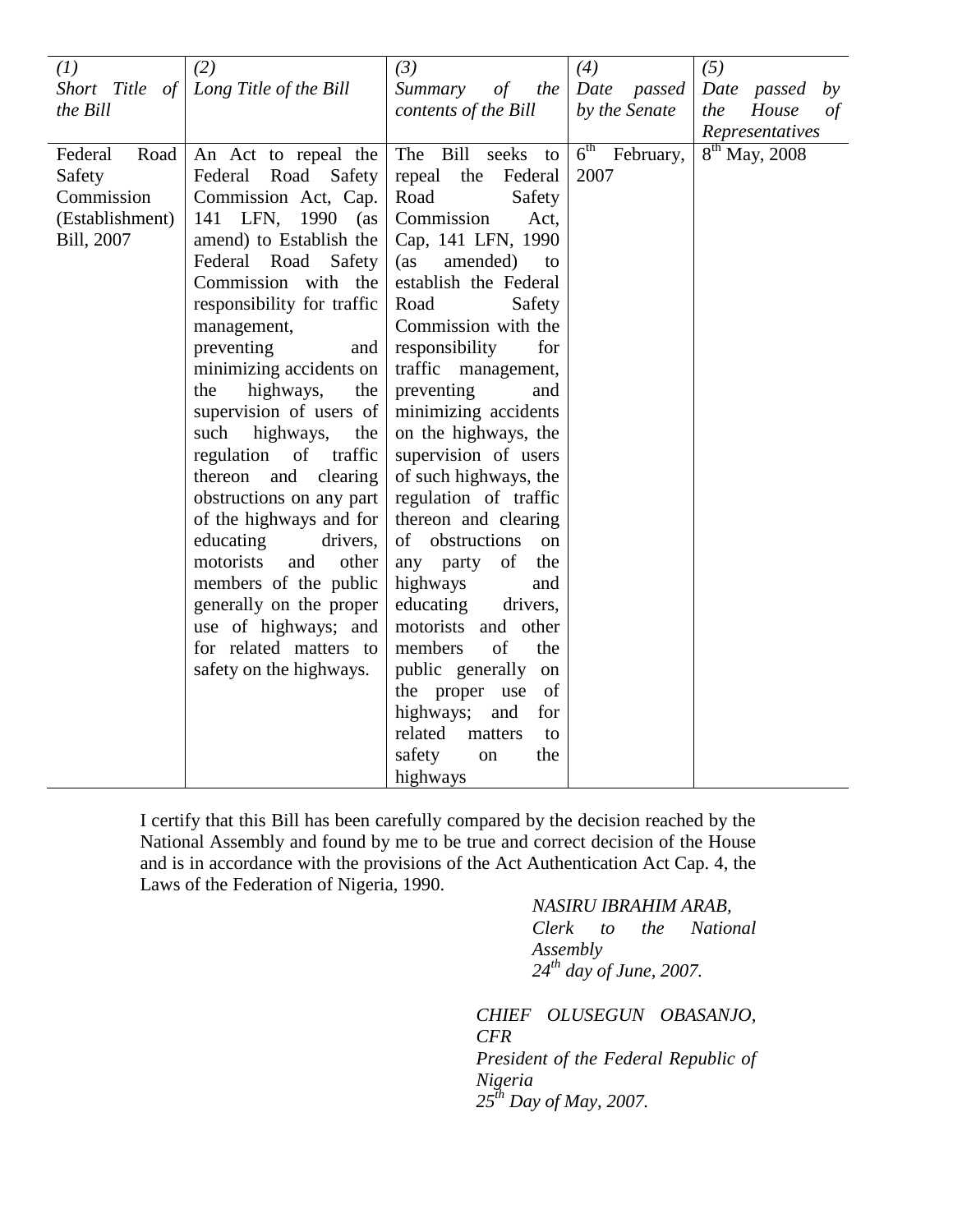| *(1)* *Short Title of the Bill* | *(2)* *Long Title of the Bill* | *(3)* *Summary of the contents of the Bill* | *(4)* *Date passed by the Senate* | *(5)* *Date passed by the House of Representatives* |
|---|---|---|---|---|
| Federal Road Safety Commission (Establishment) Bill, 2007 | An Act to repeal the Federal Road Safety Commission Act, Cap. 141 LFN, 1990 (as amend) to Establish the Federal Road Safety Commission with the responsibility for traffic management, preventing and minimizing accidents on the highways, the supervision of users of such highways, the regulation of traffic thereon and clearing obstructions on any part of the highways and for educating drivers, motorists and other members of the public generally on the proper use of highways; and for related matters to safety on the highways. | The Bill seeks to repeal the Federal Road Safety Commission Act, Cap, 141 LFN, 1990 (as amended) to establish the Federal Road Safety Commission with the responsibility for traffic management, preventing and minimizing accidents on the highways, the supervision of users of such highways, the regulation of traffic thereon and clearing of obstructions on any party of the highways and educating drivers, motorists and other members of the public generally on the proper use of highways; and for related matters to safety on the highways | 6th February, 2007 | 8th May, 2008 |

I certify that this Bill has been carefully compared by the decision reached by the National Assembly and found by me to be true and correct decision of the House and is in accordance with the provisions of the Act Authentication Act Cap. 4, the Laws of the Federation of Nigeria, 1990.

*NASIRU IBRAHIM ARAB,*
*Clerk to the National Assembly*
*24th day of June, 2007.*

*CHIEF OLUSEGUN OBASANJO, CFR*
*President of the Federal Republic of Nigeria*
*25th Day of May, 2007.*